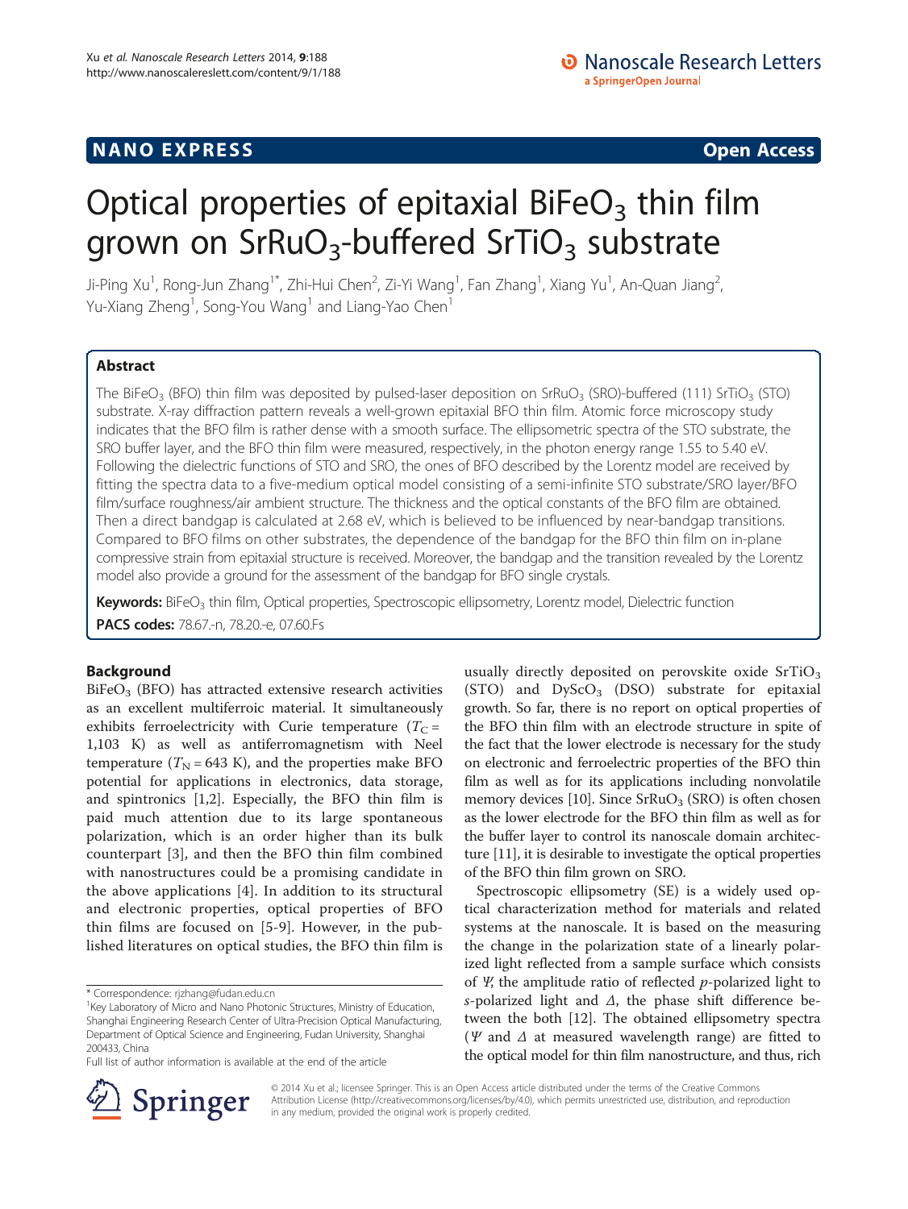NANO EXPRESS **Open Access**

# Optical properties of epitaxial $BiFeO_3$ thin film grown on $SrRuO_3$-buffered $SrTiO_3$ substrate

Ji-Ping Xu[1], Rong-Jun Zhang[1*], Zhi-Hui Chen[2], Zi-Yi Wang[1], Fan Zhang[1], Xiang Yu[1], An-Quan Jiang[2], Yu-Xiang Zheng[1], Song-You Wang[1] and Liang-Yao Chen[1]

## Abstract

The $BiFeO_3$ (BFO) thin film was deposited by pulsed-laser deposition on $SrRuO_3$ (SRO)-buffered (111) $SrTiO_3$ (STO) substrate. X-ray diffraction pattern reveals a well-grown epitaxial BFO thin film. Atomic force microscopy study indicates that the BFO film is rather dense with a smooth surface. The ellipsometric spectra of the STO substrate, the SRO buffer layer, and the BFO thin film were measured, respectively, in the photon energy range 1.55 to 5.40 eV. Following the dielectric functions of STO and SRO, the ones of BFO described by the Lorentz model are received by fitting the spectra data to a five-medium optical model consisting of a semi-infinite STO substrate/SRO layer/BFO film/surface roughness/air ambient structure. The thickness and the optical constants of the BFO film are obtained. Then a direct bandgap is calculated at 2.68 eV, which is believed to be influenced by near-bandgap transitions. Compared to BFO films on other substrates, the dependence of the bandgap for the BFO thin film on in-plane compressive strain from epitaxial structure is received. Moreover, the bandgap and the transition revealed by the Lorentz model also provide a ground for the assessment of the bandgap for BFO single crystals.

**Keywords:** $BiFeO_3$ thin film, Optical properties, Spectroscopic ellipsometry, Lorentz model, Dielectric function

**PACS codes:** 78.67.-n, 78.20.-e, 07.60.Fs

## Background

$BiFeO_3$ (BFO) has attracted extensive research activities as an excellent multiferroic material. It simultaneously exhibits ferroelectricity with Curie temperature ($T_C$ = 1,103 K) as well as antiferromagnetism with Neel temperature ($T_N$ = 643 K), and the properties make BFO potential for applications in electronics, data storage, and spintronics [1,2]. Especially, the BFO thin film is paid much attention due to its large spontaneous polarization, which is an order higher than its bulk counterpart [3], and then the BFO thin film combined with nanostructures could be a promising candidate in the above applications [4]. In addition to its structural and electronic properties, optical properties of BFO thin films are focused on [5-9]. However, in the published literatures on optical studies, the BFO thin film is usually directly deposited on perovskite oxide $SrTiO_3$ (STO) and $DyScO_3$ (DSO) substrate for epitaxial growth. So far, there is no report on optical properties of the BFO thin film with an electrode structure in spite of the fact that the lower electrode is necessary for the study on electronic and ferroelectric properties of the BFO thin film as well as for its applications including nonvolatile memory devices [10]. Since $SrRuO_3$ (SRO) is often chosen as the lower electrode for the BFO thin film as well as for the buffer layer to control its nanoscale domain architecture [11], it is desirable to investigate the optical properties of the BFO thin film grown on SRO.

Spectroscopic ellipsometry (SE) is a widely used optical characterization method for materials and related systems at the nanoscale. It is based on the measuring the change in the polarization state of a linearly polarized light reflected from a sample surface which consists of $\Psi$, the amplitude ratio of reflected $p$-polarized light to $s$-polarized light and $\Delta$, the phase shift difference between the both [12]. The obtained ellipsometry spectra ($\Psi$ and $\Delta$ at measured wavelength range) are fitted to the optical model for thin film nanostructure, and thus, rich

* Correspondence: rjzhang@fudan.edu.cn
[1] Key Laboratory of Micro and Nano Photonic Structures, Ministry of Education, Shanghai Engineering Research Center of Ultra-Precision Optical Manufacturing, Department of Optical Science and Engineering, Fudan University, Shanghai 200433, China
Full list of author information is available at the end of the article

© 2014 Xu et al.; licensee Springer. This is an Open Access article distributed under the terms of the Creative Commons Attribution License (http://creativecommons.org/licenses/by/4.0), which permits unrestricted use, distribution, and reproduction in any medium, provided the original work is properly credited.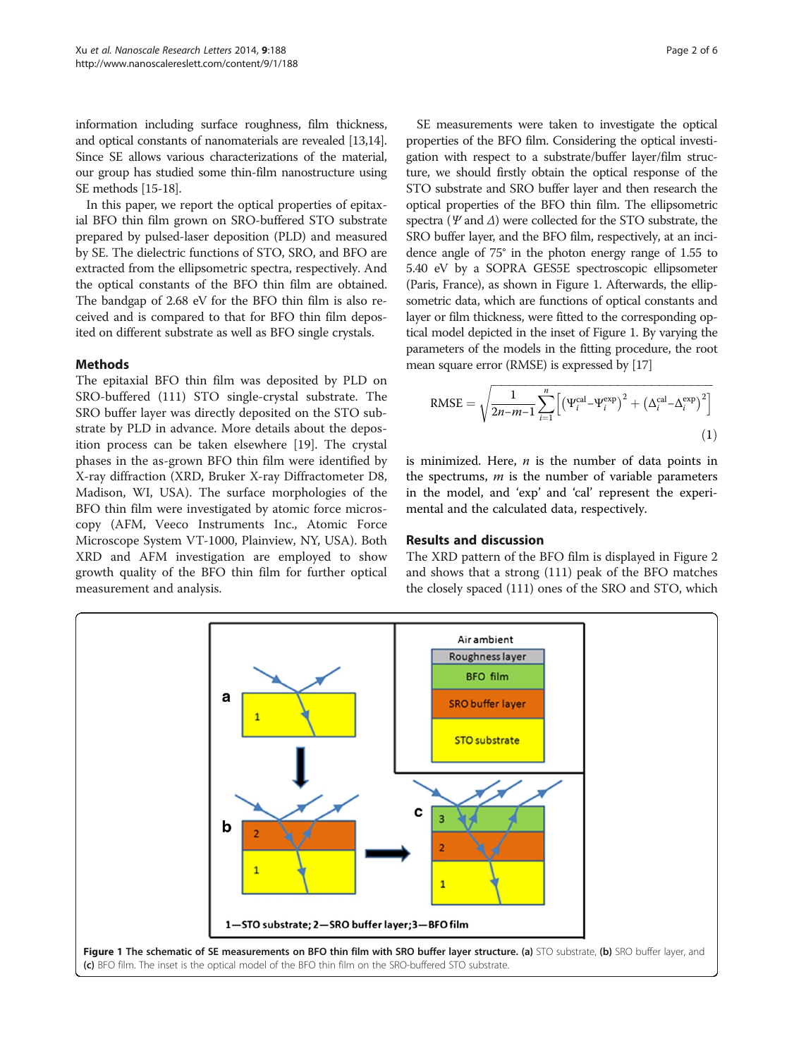information including surface roughness, film thickness, and optical constants of nanomaterials are revealed [13,14]. Since SE allows various characterizations of the material, our group has studied some thin-film nanostructure using SE methods [15-18].

In this paper, we report the optical properties of epitaxial BFO thin film grown on SRO-buffered STO substrate prepared by pulsed-laser deposition (PLD) and measured by SE. The dielectric functions of STO, SRO, and BFO are extracted from the ellipsometric spectra, respectively. And the optical constants of the BFO thin film are obtained. The bandgap of 2.68 eV for the BFO thin film is also received and is compared to that for BFO thin film deposited on different substrate as well as BFO single crystals.

## Methods

The epitaxial BFO thin film was deposited by PLD on SRO-buffered (111) STO single-crystal substrate. The SRO buffer layer was directly deposited on the STO substrate by PLD in advance. More details about the deposition process can be taken elsewhere [19]. The crystal phases in the as-grown BFO thin film were identified by X-ray diffraction (XRD, Bruker X-ray Diffractometer D8, Madison, WI, USA). The surface morphologies of the BFO thin film were investigated by atomic force microscopy (AFM, Veeco Instruments Inc., Atomic Force Microscope System VT-1000, Plainview, NY, USA). Both XRD and AFM investigation are employed to show growth quality of the BFO thin film for further optical measurement and analysis.

SE measurements were taken to investigate the optical properties of the BFO film. Considering the optical investigation with respect to a substrate/buffer layer/film structure, we should firstly obtain the optical response of the STO substrate and SRO buffer layer and then research the optical properties of the BFO thin film. The ellipsometric spectra ($\Psi$ and $\Delta$) were collected for the STO substrate, the SRO buffer layer, and the BFO film, respectively, at an incidence angle of 75° in the photon energy range of 1.55 to 5.40 eV by a SOPRA GES5E spectroscopic ellipsometer (Paris, France), as shown in Figure 1. Afterwards, the ellipsometric data, which are functions of optical constants and layer or film thickness, were fitted to the corresponding optical model depicted in the inset of Figure 1. By varying the parameters of the models in the fitting procedure, the root mean square error (RMSE) is expressed by [17]

$$\mathrm{RMSE} = \sqrt{\frac{1}{2n-m-1}\sum_{i=1}^{n}\left[\left(\Psi_i^{\mathrm{cal}}-\Psi_i^{\mathrm{exp}}\right)^2+\left(\Delta_i^{\mathrm{cal}}-\Delta_i^{\mathrm{exp}}\right)^2\right]} \quad (1)$$

is minimized. Here, $n$ is the number of data points in the spectrums, $m$ is the number of variable parameters in the model, and 'exp' and 'cal' represent the experimental and the calculated data, respectively.

## Results and discussion

The XRD pattern of the BFO film is displayed in Figure 2 and shows that a strong (111) peak of the BFO matches the closely spaced (111) ones of the SRO and STO, which

**Figure 1 The schematic of SE measurements on BFO thin film with SRO buffer layer structure. (a)** STO substrate, **(b)** SRO buffer layer, and **(c)** BFO film. The inset is the optical model of the BFO thin film on the SRO-buffered STO substrate.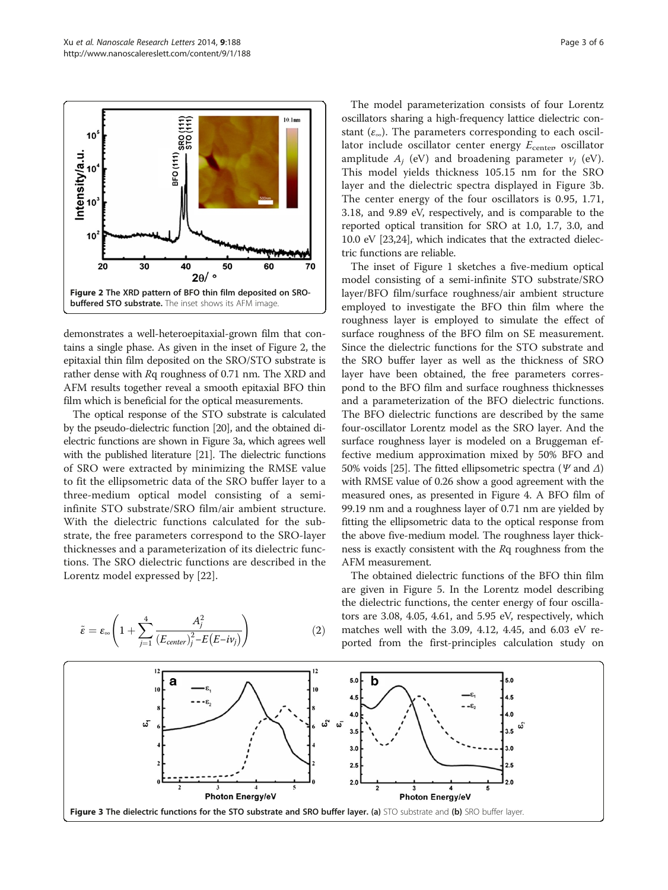Figure 2 The XRD pattern of BFO thin film deposited on SRO-buffered STO substrate. The inset shows its AFM image.

demonstrates a well-heteroepitaxial-grown film that contains a single phase. As given in the inset of Figure 2, the epitaxial thin film deposited on the SRO/STO substrate is rather dense with *R*q roughness of 0.71 nm. The XRD and AFM results together reveal a smooth epitaxial BFO thin film which is beneficial for the optical measurements.

The optical response of the STO substrate is calculated by the pseudo-dielectric function [20], and the obtained dielectric functions are shown in Figure 3a, which agrees well with the published literature [21]. The dielectric functions of SRO were extracted by minimizing the RMSE value to fit the ellipsometric data of the SRO buffer layer to a three-medium optical model consisting of a semi-infinite STO substrate/SRO film/air ambient structure. With the dielectric functions calculated for the substrate, the free parameters correspond to the SRO-layer thicknesses and a parameterization of its dielectric functions. The SRO dielectric functions are described in the Lorentz model expressed by [22].

$$\tilde{\varepsilon} = \varepsilon_{\infty}\left(1 + \sum_{j=1}^{4} \frac{A_j^2}{(E_{center})_j^2 - E(E - i\nu_j)}\right) \tag{2}$$

The model parameterization consists of four Lorentz oscillators sharing a high-frequency lattice dielectric constant ($\varepsilon_{\infty}$). The parameters corresponding to each oscillator include oscillator center energy $E_{\text{center}}$, oscillator amplitude $A_j$ (eV) and broadening parameter $\nu_j$ (eV). This model yields thickness 105.15 nm for the SRO layer and the dielectric spectra displayed in Figure 3b. The center energy of the four oscillators is 0.95, 1.71, 3.18, and 9.89 eV, respectively, and is comparable to the reported optical transition for SRO at 1.0, 1.7, 3.0, and 10.0 eV [23,24], which indicates that the extracted dielectric functions are reliable.

The inset of Figure 1 sketches a five-medium optical model consisting of a semi-infinite STO substrate/SRO layer/BFO film/surface roughness/air ambient structure employed to investigate the BFO thin film where the roughness layer is employed to simulate the effect of surface roughness of the BFO film on SE measurement. Since the dielectric functions for the STO substrate and the SRO buffer layer as well as the thickness of SRO layer have been obtained, the free parameters correspond to the BFO film and surface roughness thicknesses and a parameterization of the BFO dielectric functions. The BFO dielectric functions are described by the same four-oscillator Lorentz model as the SRO layer. And the surface roughness layer is modeled on a Bruggeman effective medium approximation mixed by 50% BFO and 50% voids [25]. The fitted ellipsometric spectra ($\Psi$ and $\Delta$) with RMSE value of 0.26 show a good agreement with the measured ones, as presented in Figure 4. A BFO film of 99.19 nm and a roughness layer of 0.71 nm are yielded by fitting the ellipsometric data to the optical response from the above five-medium model. The roughness layer thickness is exactly consistent with the *R*q roughness from the AFM measurement.

The obtained dielectric functions of the BFO thin film are given in Figure 5. In the Lorentz model describing the dielectric functions, the center energy of four oscillators are 3.08, 4.05, 4.61, and 5.95 eV, respectively, which matches well with the 3.09, 4.12, 4.45, and 6.03 eV reported from the first-principles calculation study on

Figure 3 The dielectric functions for the STO substrate and SRO buffer layer. (a) STO substrate and (b) SRO buffer layer.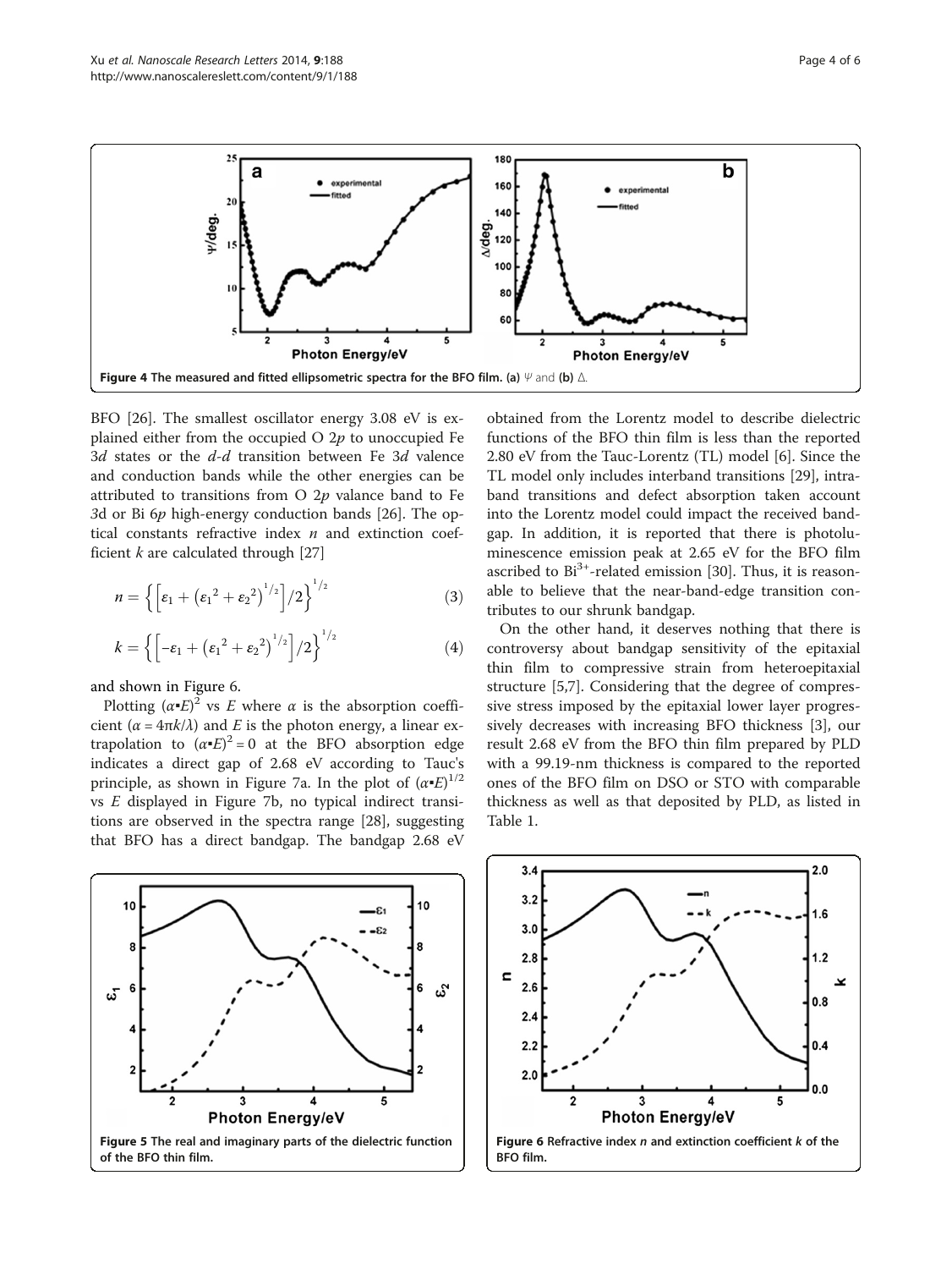Figure 4 The measured and fitted ellipsometric spectra for the BFO film. (a) Ψ and (b) Δ.

BFO [26]. The smallest oscillator energy 3.08 eV is explained either from the occupied O 2*p* to unoccupied Fe 3*d* states or the *d*-*d* transition between Fe 3*d* valence and conduction bands while the other energies can be attributed to transitions from O 2*p* valance band to Fe 3d or Bi 6*p* high-energy conduction bands [26]. The optical constants refractive index *n* and extinction coefficient *k* are calculated through [27]

$$n = \left\{ \left[ \varepsilon_1 + \left( {\varepsilon_1}^2 + {\varepsilon_2}^2 \right)^{1/2} \right] / 2 \right\}^{1/2} \tag{3}$$

$$k = \left\{ \left[ -\varepsilon_1 + \left( {\varepsilon_1}^2 + {\varepsilon_2}^2 \right)^{1/2} \right] / 2 \right\}^{1/2} \tag{4}$$

and shown in Figure 6.

Plotting $(\alpha{\bullet}E)^2$ vs $E$ where $\alpha$ is the absorption coefficient ($\alpha = 4\pi k/\lambda$) and $E$ is the photon energy, a linear extrapolation to $(\alpha{\bullet}E)^2 = 0$ at the BFO absorption edge indicates a direct gap of 2.68 eV according to Tauc's principle, as shown in Figure 7a. In the plot of $(\alpha{\bullet}E)^{1/2}$ vs $E$ displayed in Figure 7b, no typical indirect transitions are observed in the spectra range [28], suggesting that BFO has a direct bandgap. The bandgap 2.68 eV obtained from the Lorentz model to describe dielectric functions of the BFO thin film is less than the reported 2.80 eV from the Tauc-Lorentz (TL) model [6]. Since the TL model only includes interband transitions [29], intraband transitions and defect absorption taken account into the Lorentz model could impact the received bandgap. In addition, it is reported that there is photoluminescence emission peak at 2.65 eV for the BFO film ascribed to $Bi^{3+}$-related emission [30]. Thus, it is reasonable to believe that the near-band-edge transition contributes to our shrunk bandgap.

On the other hand, it deserves nothing that there is controversy about bandgap sensitivity of the epitaxial thin film to compressive strain from heteroepitaxial structure [5,7]. Considering that the degree of compressive stress imposed by the epitaxial lower layer progressively decreases with increasing BFO thickness [3], our result 2.68 eV from the BFO thin film prepared by PLD with a 99.19-nm thickness is compared to the reported ones of the BFO film on DSO or STO with comparable thickness as well as that deposited by PLD, as listed in Table 1.

Figure 5 The real and imaginary parts of the dielectric function of the BFO thin film.

Figure 6 Refractive index *n* and extinction coefficient *k* of the BFO film.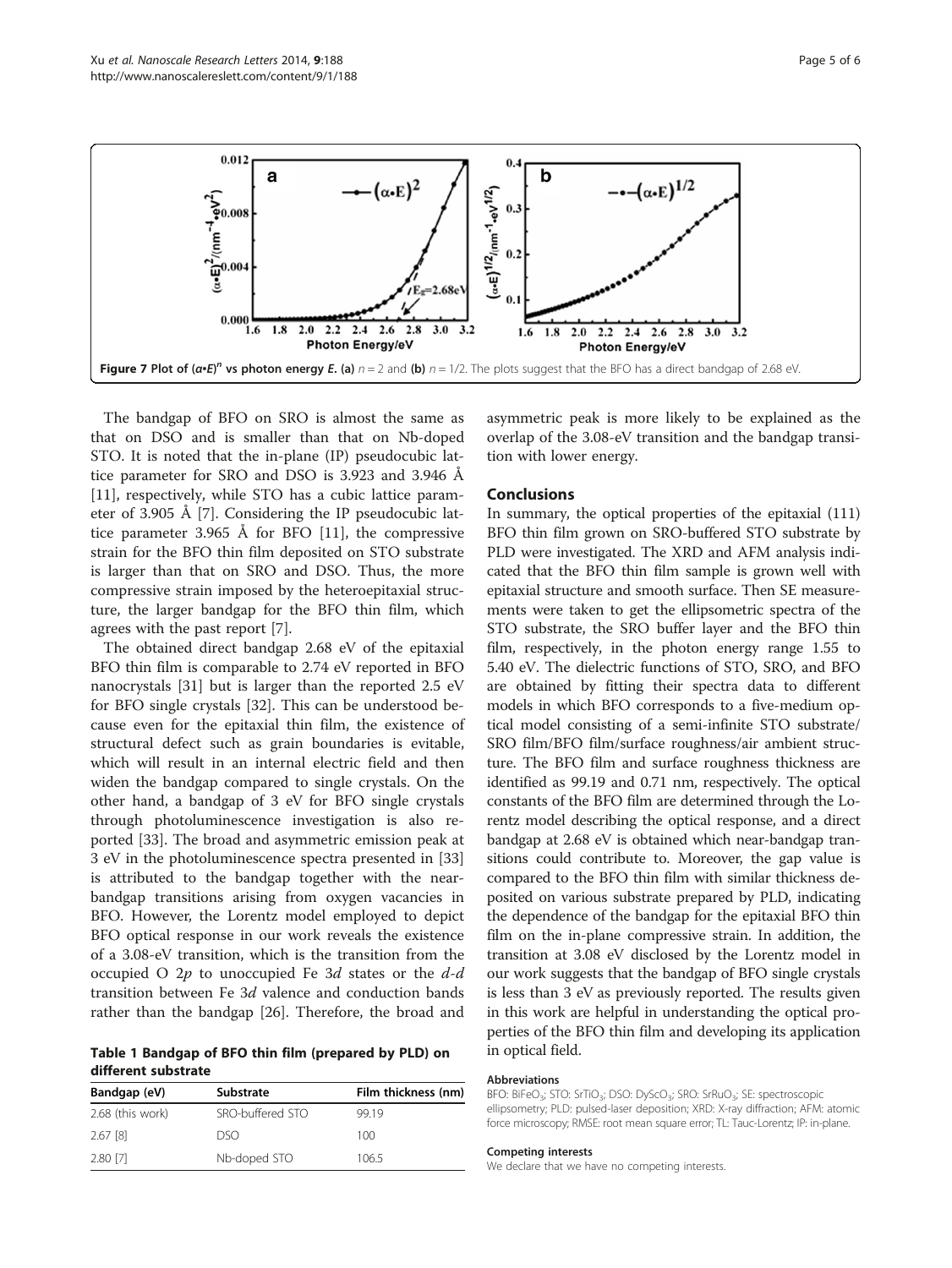**Figure 7 Plot of $(\alpha \bullet E)^n$ vs photon energy $E$. (a)** $n = 2$ and **(b)** $n = 1/2$. The plots suggest that the BFO has a direct bandgap of 2.68 eV.

The bandgap of BFO on SRO is almost the same as that on DSO and is smaller than that on Nb-doped STO. It is noted that the in-plane (IP) pseudocubic lattice parameter for SRO and DSO is 3.923 and 3.946 Å [11], respectively, while STO has a cubic lattice parameter of 3.905 Å [7]. Considering the IP pseudocubic lattice parameter 3.965 Å for BFO [11], the compressive strain for the BFO thin film deposited on STO substrate is larger than that on SRO and DSO. Thus, the more compressive strain imposed by the heteroepitaxial structure, the larger bandgap for the BFO thin film, which agrees with the past report [7].

The obtained direct bandgap 2.68 eV of the epitaxial BFO thin film is comparable to 2.74 eV reported in BFO nanocrystals [31] but is larger than the reported 2.5 eV for BFO single crystals [32]. This can be understood because even for the epitaxial thin film, the existence of structural defect such as grain boundaries is evitable, which will result in an internal electric field and then widen the bandgap compared to single crystals. On the other hand, a bandgap of 3 eV for BFO single crystals through photoluminescence investigation is also reported [33]. The broad and asymmetric emission peak at 3 eV in the photoluminescence spectra presented in [33] is attributed to the bandgap together with the near-bandgap transitions arising from oxygen vacancies in BFO. However, the Lorentz model employed to depict BFO optical response in our work reveals the existence of a 3.08-eV transition, which is the transition from the occupied O 2*p* to unoccupied Fe 3*d* states or the *d*-*d* transition between Fe 3*d* valence and conduction bands rather than the bandgap [26]. Therefore, the broad and asymmetric peak is more likely to be explained as the overlap of the 3.08-eV transition and the bandgap transition with lower energy.

**Table 1 Bandgap of BFO thin film (prepared by PLD) on different substrate**

| Bandgap (eV) | Substrate | Film thickness (nm) |
| --- | --- | --- |
| 2.68 (this work) | SRO-buffered STO | 99.19 |
| 2.67 [8] | DSO | 100 |
| 2.80 [7] | Nb-doped STO | 106.5 |

## Conclusions

In summary, the optical properties of the epitaxial (111) BFO thin film grown on SRO-buffered STO substrate by PLD were investigated. The XRD and AFM analysis indicated that the BFO thin film sample is grown well with epitaxial structure and smooth surface. Then SE measurements were taken to get the ellipsometric spectra of the STO substrate, the SRO buffer layer and the BFO thin film, respectively, in the photon energy range 1.55 to 5.40 eV. The dielectric functions of STO, SRO, and BFO are obtained by fitting their spectra data to different models in which BFO corresponds to a five-medium optical model consisting of a semi-infinite STO substrate/SRO film/BFO film/surface roughness/air ambient structure. The BFO film and surface roughness thickness are identified as 99.19 and 0.71 nm, respectively. The optical constants of the BFO film are determined through the Lorentz model describing the optical response, and a direct bandgap at 2.68 eV is obtained which near-bandgap transitions could contribute to. Moreover, the gap value is compared to the BFO thin film with similar thickness deposited on various substrate prepared by PLD, indicating the dependence of the bandgap for the epitaxial BFO thin film on the in-plane compressive strain. In addition, the transition at 3.08 eV disclosed by the Lorentz model in our work suggests that the bandgap of BFO single crystals is less than 3 eV as previously reported. The results given in this work are helpful in understanding the optical properties of the BFO thin film and developing its application in optical field.

#### Abbreviations

BFO: $BiFeO_3$; STO: $SrTiO_3$; DSO: $DyScO_3$; SRO: $SrRuO_3$; SE: spectroscopic ellipsometry; PLD: pulsed-laser deposition; XRD: X-ray diffraction; AFM: atomic force microscopy; RMSE: root mean square error; TL: Tauc-Lorentz; IP: in-plane.

#### Competing interests

We declare that we have no competing interests.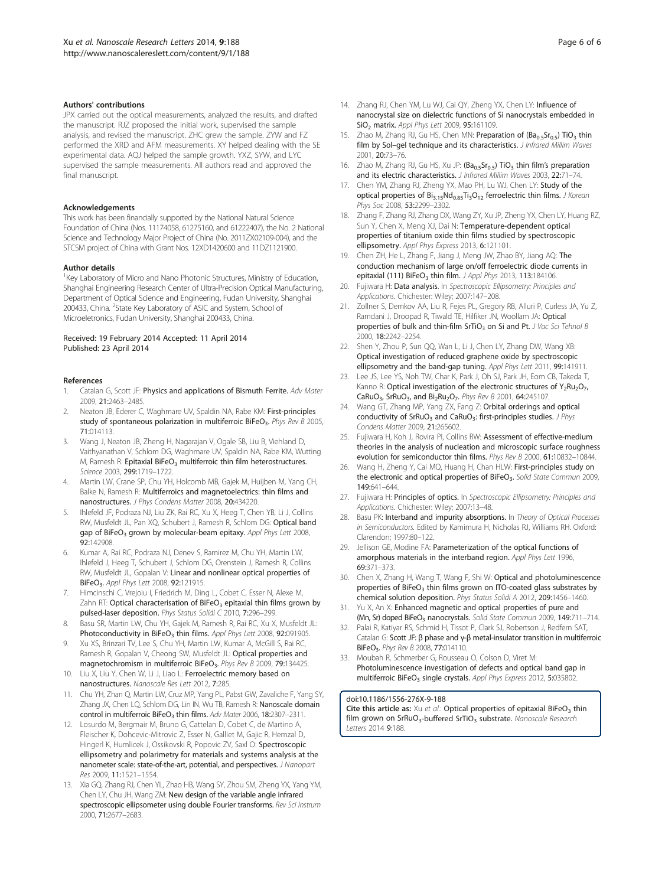### Authors' contributions

JPX carried out the optical measurements, analyzed the results, and drafted the manuscript. RJZ proposed the initial work, supervised the sample analysis, and revised the manuscript. ZHC grew the sample. ZYW and FZ performed the XRD and AFM measurements. XY helped dealing with the SE experimental data. AQJ helped the sample growth. YXZ, SYW, and LYC supervised the sample measurements. All authors read and approved the final manuscript.

### Acknowledgements

This work has been financially supported by the National Natural Science Foundation of China (Nos. 11174058, 61275160, and 61222407), the No. 2 National Science and Technology Major Project of China (No. 2011ZX02109-004), and the STCSM project of China with Grant Nos. 12XD1420600 and 11DZ1121900.

### Author details

[1]Key Laboratory of Micro and Nano Photonic Structures, Ministry of Education, Shanghai Engineering Research Center of Ultra-Precision Optical Manufacturing, Department of Optical Science and Engineering, Fudan University, Shanghai 200433, China. [2]State Key Laboratory of ASIC and System, School of Microeletronics, Fudan University, Shanghai 200433, China.

Received: 19 February 2014 Accepted: 11 April 2014
Published: 23 April 2014

### References

1. Catalan G, Scott JF: Physics and applications of Bismuth Ferrite. *Adv Mater* 2009, 21:2463–2485.
2. Neaton JB, Ederer C, Waghmare UV, Spaldin NA, Rabe KM: First-principles study of spontaneous polarization in multiferroic $BiFeO_3$. *Phys Rev B* 2005, 71:014113.
3. Wang J, Neaton JB, Zheng H, Nagarajan V, Ogale SB, Liu B, Viehland D, Vaithyanathan V, Schlom DG, Waghmare UV, Spaldin NA, Rabe KM, Wutting M, Ramesh R: Epitaxial $BiFeO_3$ multiferroic thin film heterostructures. *Science* 2003, 299:1719–1722.
4. Martin LW, Crane SP, Chu YH, Holcomb MB, Gajek M, Huijben M, Yang CH, Balke N, Ramesh R: Multiferroics and magnetoelectrics: thin films and nanostructures. *J Phys Condens Matter* 2008, 20:434220.
5. Ihlefeld JF, Podraza NJ, Liu ZK, Rai RC, Xu X, Heeg T, Chen YB, Li J, Collins RW, Musfeldt JL, Pan XQ, Schubert J, Ramesh R, Schlom DG: Optical band gap of $BiFeO_3$ grown by molecular-beam epitaxy. *Appl Phys Lett* 2008, 92:142908.
6. Kumar A, Rai RC, Podraza NJ, Denev S, Ramirez M, Chu YH, Martin LW, Ihlefeld J, Heeg T, Schubert J, Schlom DG, Orenstein J, Ramesh R, Collins RW, Musfeldt JL, Gopalan V: Linear and nonlinear optical properties of $BiFeO_3$. *Appl Phys Lett* 2008, 92:121915.
7. Himcinschi C, Vrejoiu I, Friedrich M, Ding L, Cobet C, Esser N, Alexe M, Zahn RT: Optical characterisation of $BiFeO_3$ epitaxial thin films grown by pulsed-laser deposition. *Phys Status Solidi C* 2010, 7:296–299.
8. Basu SR, Martin LW, Chu YH, Gajek M, Ramesh R, Rai RC, Xu X, Musfeldt JL: Photoconductivity in $BiFeO_3$ thin films. *Appl Phys Lett* 2008, 92:091905.
9. Xu XS, Brinzari TV, Lee S, Chu YH, Martin LW, Kumar A, McGill S, Rai RC, Ramesh R, Gopalan V, Cheong SW, Musfeldt JL: Optical properties and magnetochromism in multiferroic $BiFeO_3$. *Phys Rev B* 2009, 79:134425.
10. Liu X, Liu Y, Chen W, Li J, Liao L: Ferroelectric memory based on nanostructures. *Nanoscale Res Lett* 2012, 7:285.
11. Chu YH, Zhan Q, Martin LW, Cruz MP, Yang PL, Pabst GW, Zavaliche F, Yang SY, Zhang JX, Chen LQ, Schlom DG, Lin IN, Wu TB, Ramesh R: Nanoscale domain control in multiferroic $BiFeO_3$ thin films. *Adv Mater* 2006, 18:2307–2311.
12. Losurdo M, Bergmair M, Bruno G, Cattelan D, Cobet C, de Martino A, Fleischer K, Dohcevic-Mitrovic Z, Esser N, Galliet M, Gajic R, Hemzal D, Hingerl K, Humlicek J, Ossikovski R, Popovic ZV, Saxl O: Spectroscopic ellipsometry and polarimetry for materials and systems analysis at the nanometer scale: state-of-the-art, potential, and perspectives. *J Nanopart Res* 2009, 11:1521–1554.
13. Xia GQ, Zhang RJ, Chen YL, Zhao HB, Wang SY, Zhou SM, Zheng YX, Yang YM, Chen LY, Chu JH, Wang ZM: New design of the variable angle infrared spectroscopic ellipsometer using double Fourier transforms. *Rev Sci Instrum* 2000, 71:2677–2683.
14. Zhang RJ, Chen YM, Lu WJ, Cai QY, Zheng YX, Chen LY: Influence of nanocrystal size on dielectric functions of Si nanocrystals embedded in $SiO_2$ matrix. *Appl Phys Lett* 2009, 95:161109.
15. Zhao M, Zhang RJ, Gu HS, Chen MN: Preparation of $(Ba_{0.5}Sr_{0.5})$ $TiO_3$ thin film by Sol–gel technique and its characteristics. *J Infrared Millim Waves* 2001, 20:73–76.
16. Zhao M, Zhang RJ, Gu HS, Xu JP: $(Ba_{0.5}Sr_{0.5})$ $TiO_3$ thin film's preparation and its electric characteristics. *J Infrared Millim Waves* 2003, 22:71–74.
17. Chen YM, Zhang RJ, Zheng YX, Mao PH, Lu WJ, Chen LY: Study of the optical properties of $Bi_{3.15}Nd_{0.85}Ti_3O_{12}$ ferroelectric thin films. *J Korean Phys Soc* 2008, 53:2299–2302.
18. Zhang F, Zhang RJ, Zhang DX, Wang ZY, Xu JP, Zheng YX, Chen LY, Huang RZ, Sun Y, Chen X, Meng XJ, Dai N: Temperature-dependent optical properties of titanium oxide thin films studied by spectroscopic ellipsometry. *Appl Phys Express* 2013, 6:121101.
19. Chen ZH, He L, Zhang F, Jiang J, Meng JW, Zhao BY, Jiang AQ: The conduction mechanism of large on/off ferroelectric diode currents in epitaxial (111) $BiFeO_3$ thin film. *J Appl Phys* 2013, 113:184106.
20. Fujiwara H: Data analysis. In *Spectroscopic Ellipsometry: Principles and Applications*. Chichester: Wiley; 2007:147–208.
21. Zollner S, Demkov AA, Liu R, Fejes PL, Gregory RB, Alluri P, Curless JA, Yu Z, Ramdani J, Droopad R, Tiwald TE, Hilfiker JN, Woollam JA: Optical properties of bulk and thin-film $SrTiO_3$ on Si and Pt. *J Vac Sci Tehnol B* 2000, 18:2242–2254.
22. Shen Y, Zhou P, Sun QQ, Wan L, Li J, Chen LY, Zhang DW, Wang XB: Optical investigation of reduced graphene oxide by spectroscopic ellipsometry and the band-gap tuning. *Appl Phys Lett* 2011, 99:141911.
23. Lee JS, Lee YS, Noh TW, Char K, Park J, Oh SJ, Park JH, Eom CB, Takeda T, Kanno R: Optical investigation of the electronic structures of $Y_2Ru_2O_7$, $CaRuO_3$, $SrRuO_3$, and $Bi_2Ru_2O_7$. *Phys Rev B* 2001, 64:245107.
24. Wang GT, Zhang MP, Yang ZX, Fang Z: Orbital orderings and optical conductivity of $SrRuO_3$ and $CaRuO_3$: first-principles studies. *J Phys Condens Matter* 2009, 21:265602.
25. Fujiwara H, Koh J, Rovira PI, Collins RW: Assessment of effective-medium theories in the analysis of nucleation and microscopic surface roughness evolution for semiconductor thin films. *Phys Rev B* 2000, 61:10832–10844.
26. Wang H, Zheng Y, Cai MQ, Huang H, Chan HLW: First-principles study on the electronic and optical properties of $BiFeO_3$. *Solid State Commun* 2009, 149:641–644.
27. Fujiwara H: Principles of optics. In *Spectroscopic Ellipsometry: Principles and Applications*. Chichester: Wiley; 2007:13–48.
28. Basu PK: Interband and impurity absorptions. In *Theory of Optical Processes in Semiconductors*. Edited by Kamimura H, Nicholas RJ, Williams RH. Oxford: Clarendon; 1997:80–122.
29. Jellison GE, Modine FA: Parameterization of the optical functions of amorphous materials in the interband region. *Appl Phys Lett* 1996, 69:371–373.
30. Chen X, Zhang H, Wang T, Wang F, Shi W: Optical and photoluminescence properties of $BiFeO_3$ thin films grown on ITO-coated glass substrates by chemical solution deposition. *Phys Status Solidi A* 2012, 209:1456–1460.
31. Yu X, An X: Enhanced magnetic and optical properties of pure and (Mn, Sr) doped $BiFeO_3$ nanocrystals. *Solid State Commun* 2009, 149:711–714.
32. Palai R, Katiyar RS, Schmid H, Tissot P, Clark SJ, Robertson J, Redfern SAT, Catalan G: Scott JF: β phase and γ-β metal-insulator transition in multiferroic $BiFeO_3$. *Phys Rev B* 2008, 77:014110.
33. Moubah R, Schmerber G, Rousseau O, Colson D, Viret M: Photoluminescence investigation of defects and optical band gap in multiferroic $BiFeO_3$ single crystals. *Appl Phys Express* 2012, 5:035802.

doi:10.1186/1556-276X-9-188

**Cite this article as:** Xu *et al.*: Optical properties of epitaxial $BiFeO_3$ thin film grown on $SrRuO_3$-buffered $SrTiO_3$ substrate. *Nanoscale Research Letters* 2014 9:188.